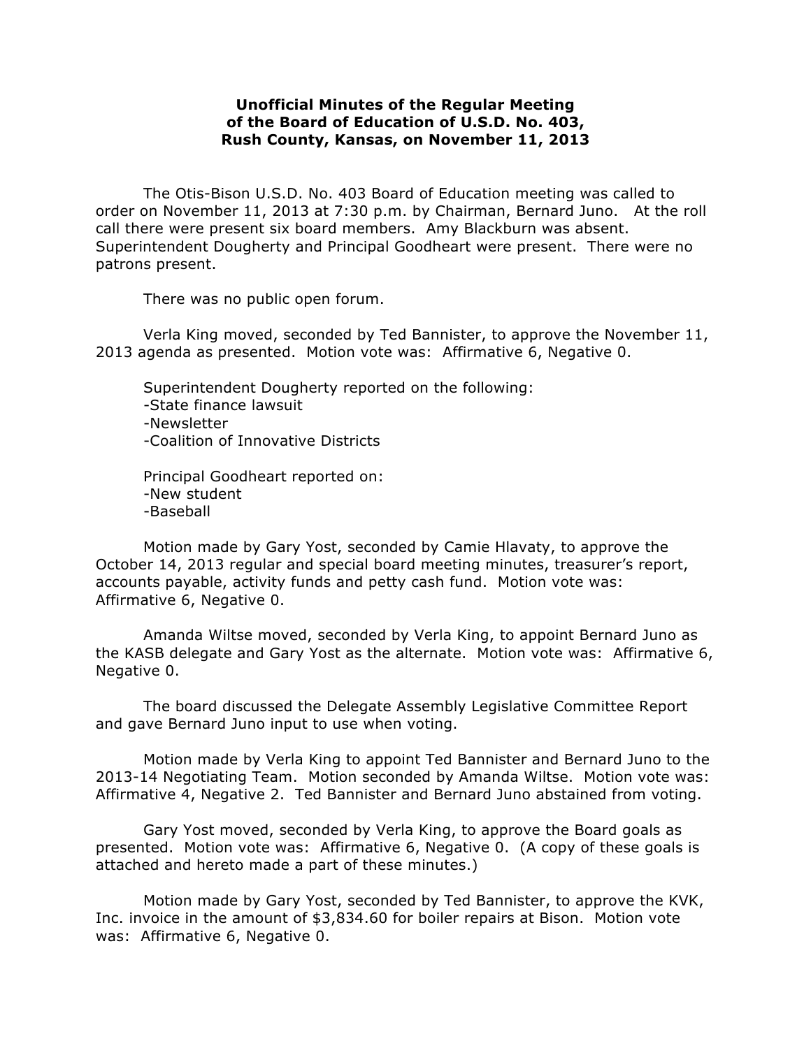# Unofficial Minutes of the Regular Meeting of the Board of Education of U.S.D. No. 403, Rush County, Kansas, on November 11, 2013

The Otis-Bison U.S.D. No. 403 Board of Education meeting was called to order on November 11, 2013 at 7:30 p.m. by Chairman, Bernard Juno. At the roll call there were present six board members. Amy Blackburn was absent. Superintendent Dougherty and Principal Goodheart were present. There were no patrons present.

There was no public open forum.

Verla King moved, seconded by Ted Bannister, to approve the November 11, 2013 agenda as presented. Motion vote was: Affirmative 6, Negative 0.

Superintendent Dougherty reported on the following:
-State finance lawsuit
-Newsletter
-Coalition of Innovative Districts

Principal Goodheart reported on:
-New student
-Baseball

Motion made by Gary Yost, seconded by Camie Hlavaty, to approve the October 14, 2013 regular and special board meeting minutes, treasurer's report, accounts payable, activity funds and petty cash fund. Motion vote was: Affirmative 6, Negative 0.

Amanda Wiltse moved, seconded by Verla King, to appoint Bernard Juno as the KASB delegate and Gary Yost as the alternate. Motion vote was: Affirmative 6, Negative 0.

The board discussed the Delegate Assembly Legislative Committee Report and gave Bernard Juno input to use when voting.

Motion made by Verla King to appoint Ted Bannister and Bernard Juno to the 2013-14 Negotiating Team. Motion seconded by Amanda Wiltse. Motion vote was: Affirmative 4, Negative 2. Ted Bannister and Bernard Juno abstained from voting.

Gary Yost moved, seconded by Verla King, to approve the Board goals as presented. Motion vote was: Affirmative 6, Negative 0. (A copy of these goals is attached and hereto made a part of these minutes.)

Motion made by Gary Yost, seconded by Ted Bannister, to approve the KVK, Inc. invoice in the amount of $3,834.60 for boiler repairs at Bison. Motion vote was: Affirmative 6, Negative 0.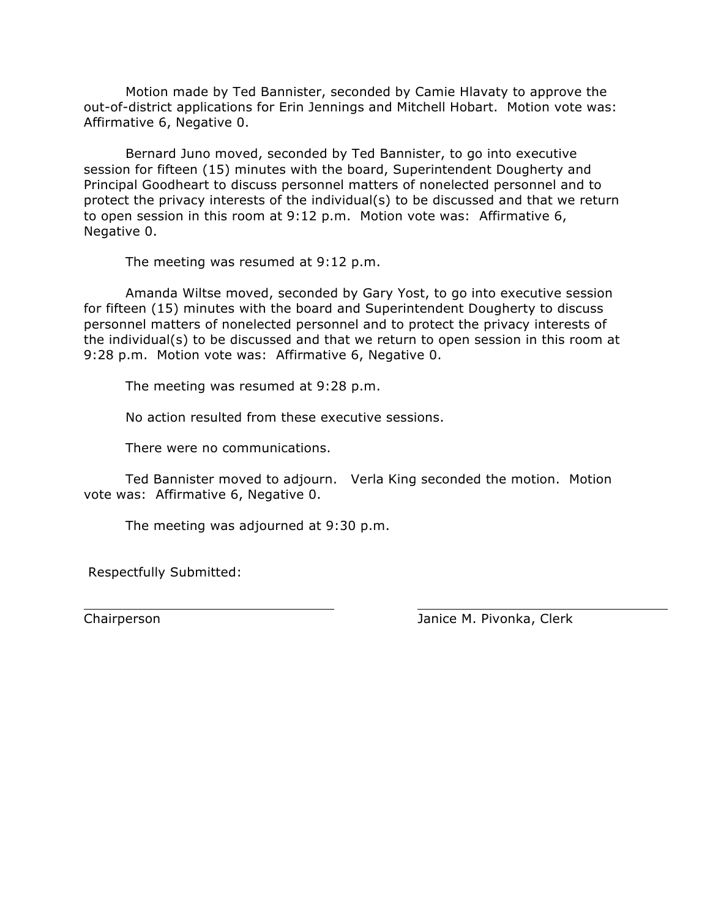Motion made by Ted Bannister, seconded by Camie Hlavaty to approve the out-of-district applications for Erin Jennings and Mitchell Hobart. Motion vote was: Affirmative 6, Negative 0.

Bernard Juno moved, seconded by Ted Bannister, to go into executive session for fifteen (15) minutes with the board, Superintendent Dougherty and Principal Goodheart to discuss personnel matters of nonelected personnel and to protect the privacy interests of the individual(s) to be discussed and that we return to open session in this room at 9:12 p.m. Motion vote was: Affirmative 6, Negative 0.

The meeting was resumed at 9:12 p.m.

Amanda Wiltse moved, seconded by Gary Yost, to go into executive session for fifteen (15) minutes with the board and Superintendent Dougherty to discuss personnel matters of nonelected personnel and to protect the privacy interests of the individual(s) to be discussed and that we return to open session in this room at 9:28 p.m. Motion vote was: Affirmative 6, Negative 0.

The meeting was resumed at 9:28 p.m.

No action resulted from these executive sessions.

There were no communications.

Ted Bannister moved to adjourn. Verla King seconded the motion. Motion vote was: Affirmative 6, Negative 0.

The meeting was adjourned at 9:30 p.m.

Respectfully Submitted:

\_\_\_\_\_\_\_\_\_\_\_\_\_\_\_\_\_\_\_\_\_\_\_\_\_\_\_\_\_\_ \_\_\_\_\_\_\_\_\_\_\_\_\_\_\_\_\_\_\_\_\_\_\_\_\_\_\_\_\_\_

Chairperson Janice M. Pivonka, Clerk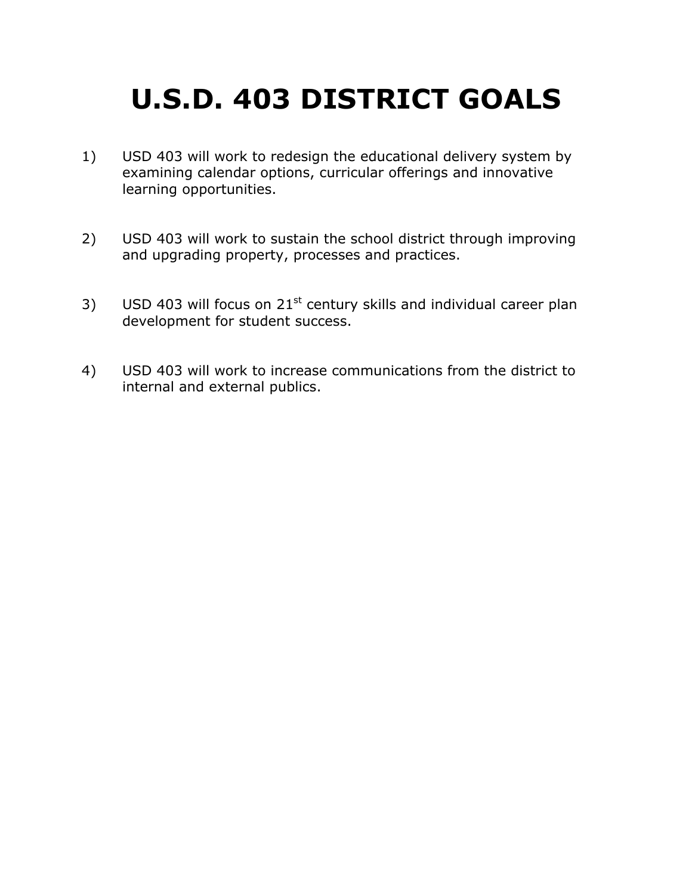# U.S.D. 403 DISTRICT GOALS

1) USD 403 will work to redesign the educational delivery system by examining calendar options, curricular offerings and innovative learning opportunities.

2) USD 403 will work to sustain the school district through improving and upgrading property, processes and practices.

3) USD 403 will focus on 21st century skills and individual career plan development for student success.

4) USD 403 will work to increase communications from the district to internal and external publics.